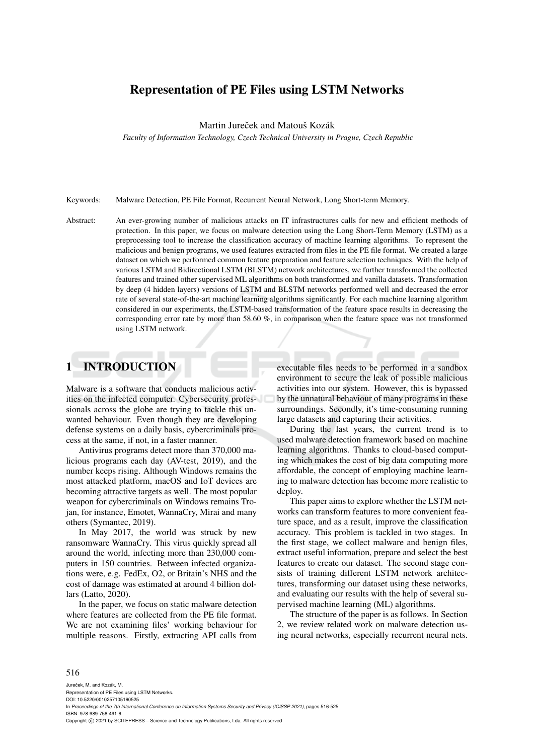# Representation of PE Files using LSTM Networks

Martin Jureček and Matouš Kozák

*Faculty of Information Technology, Czech Technical University in Prague, Czech Republic*

Keywords: Malware Detection, PE File Format, Recurrent Neural Network, Long Short-term Memory.

Abstract: An ever-growing number of malicious attacks on IT infrastructures calls for new and efficient methods of protection. In this paper, we focus on malware detection using the Long Short-Term Memory (LSTM) as a preprocessing tool to increase the classification accuracy of machine learning algorithms. To represent the malicious and benign programs, we used features extracted from files in the PE file format. We created a large dataset on which we performed common feature preparation and feature selection techniques. With the help of various LSTM and Bidirectional LSTM (BLSTM) network architectures, we further transformed the collected features and trained other supervised ML algorithms on both transformed and vanilla datasets. Transformation by deep (4 hidden layers) versions of LSTM and BLSTM networks performed well and decreased the error rate of several state-of-the-art machine learning algorithms significantly. For each machine learning algorithm considered in our experiments, the LSTM-based transformation of the feature space results in decreasing the corresponding error rate by more than 58.60 %, in comparison when the feature space was not transformed using LSTM network.

## 1 INTRODUCTION

Malware is a software that conducts malicious activities on the infected computer. Cybersecurity professionals across the globe are trying to tackle this unwanted behaviour. Even though they are developing defense systems on a daily basis, cybercriminals process at the same, if not, in a faster manner.

Antivirus programs detect more than 370,000 malicious programs each day (AV-test, 2019), and the number keeps rising. Although Windows remains the most attacked platform, macOS and IoT devices are becoming attractive targets as well. The most popular weapon for cybercriminals on Windows remains Trojan, for instance, Emotet, WannaCry, Mirai and many others (Symantec, 2019).

In May 2017, the world was struck by new ransomware WannaCry. This virus quickly spread all around the world, infecting more than 230,000 computers in 150 countries. Between infected organizations were, e.g. FedEx, O2, or Britain's NHS and the cost of damage was estimated at around 4 billion dollars (Latto, 2020).

In the paper, we focus on static malware detection where features are collected from the PE file format. We are not examining files' working behaviour for multiple reasons. Firstly, extracting API calls from executable files needs to be performed in a sandbox environment to secure the leak of possible malicious activities into our system. However, this is bypassed by the unnatural behaviour of many programs in these surroundings. Secondly, it's time-consuming running large datasets and capturing their activities.

During the last years, the current trend is to used malware detection framework based on machine learning algorithms. Thanks to cloud-based computing which makes the cost of big data computing more affordable, the concept of employing machine learning to malware detection has become more realistic to deploy.

This paper aims to explore whether the LSTM networks can transform features to more convenient feature space, and as a result, improve the classification accuracy. This problem is tackled in two stages. In the first stage, we collect malware and benign files, extract useful information, prepare and select the best features to create our dataset. The second stage consists of training different LSTM network architectures, transforming our dataset using these networks, and evaluating our results with the help of several supervised machine learning (ML) algorithms.

The structure of the paper is as follows. In Section 2, we review related work on malware detection using neural networks, especially recurrent neural nets.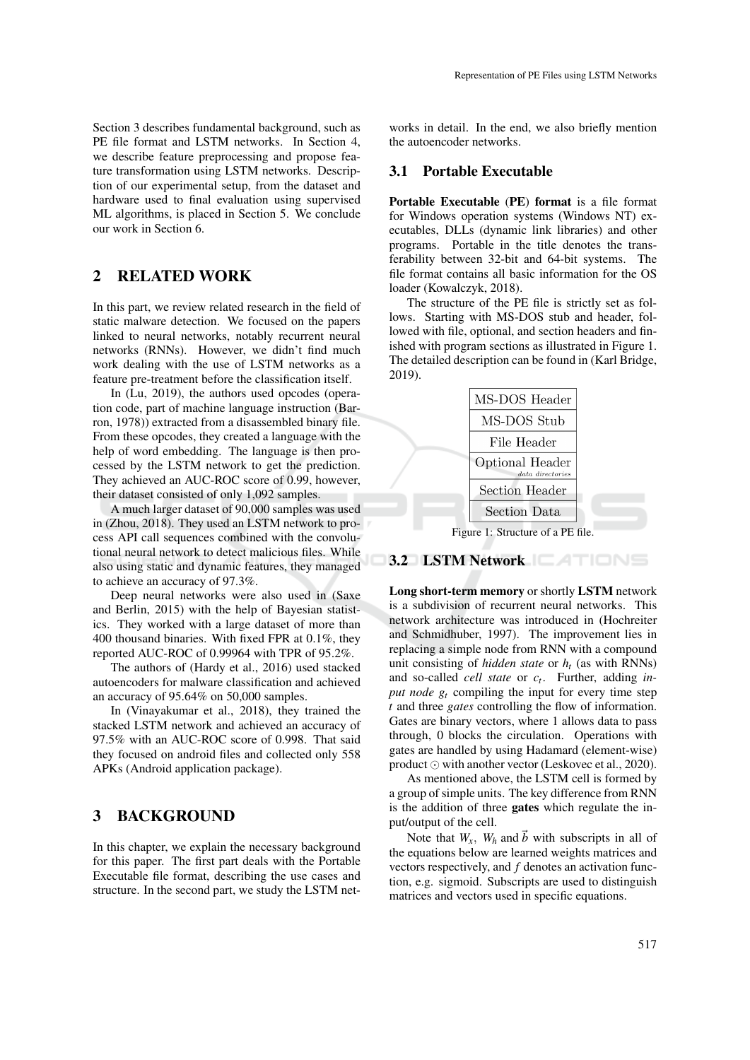Section 3 describes fundamental background, such as PE file format and LSTM networks. In Section 4, we describe feature preprocessing and propose feature transformation using LSTM networks. Description of our experimental setup, from the dataset and hardware used to final evaluation using supervised ML algorithms, is placed in Section 5. We conclude our work in Section 6.

## 2 RELATED WORK

In this part, we review related research in the field of static malware detection. We focused on the papers linked to neural networks, notably recurrent neural networks (RNNs). However, we didn't find much work dealing with the use of LSTM networks as a feature pre-treatment before the classification itself.

In (Lu, 2019), the authors used opcodes (operation code, part of machine language instruction (Barron, 1978)) extracted from a disassembled binary file. From these opcodes, they created a language with the help of word embedding. The language is then processed by the LSTM network to get the prediction. They achieved an AUC-ROC score of 0.99, however, their dataset consisted of only 1,092 samples.

A much larger dataset of 90,000 samples was used in (Zhou, 2018). They used an LSTM network to process API call sequences combined with the convolutional neural network to detect malicious files. While also using static and dynamic features, they managed to achieve an accuracy of 97.3%.

Deep neural networks were also used in (Saxe and Berlin, 2015) with the help of Bayesian statistics. They worked with a large dataset of more than 400 thousand binaries. With fixed FPR at 0.1%, they reported AUC-ROC of 0.99964 with TPR of 95.2%.

The authors of (Hardy et al., 2016) used stacked autoencoders for malware classification and achieved an accuracy of 95.64% on 50,000 samples.

In (Vinayakumar et al., 2018), they trained the stacked LSTM network and achieved an accuracy of 97.5% with an AUC-ROC score of 0.998. That said they focused on android files and collected only 558 APKs (Android application package).

## 3 BACKGROUND

In this chapter, we explain the necessary background for this paper. The first part deals with the Portable Executable file format, describing the use cases and structure. In the second part, we study the LSTM networks in detail. In the end, we also briefly mention the autoencoder networks.

### 3.1 Portable Executable

**Portable Executable** (**PE**) **format** is a file format for Windows operation systems (Windows NT) executables, DLLs (dynamic link libraries) and other programs. Portable in the title denotes the transferability between 32-bit and 64-bit systems. The file format contains all basic information for the OS loader (Kowalczyk, 2018).

The structure of the PE file is strictly set as follows. Starting with MS-DOS stub and header, followed with file, optional, and section headers and finished with program sections as illustrated in Figure 1. The detailed description can be found in (Karl Bridge, 2019).

| MS-DOS Header |
|---|
| MS-DOS Stub |
| File Header |
| Optional Header *data directories* |
| Section Header |
| Section Data |

Figure 1: Structure of a PE file.

### 3.2 LSTM Network

**Long short-term memory** or shortly **LSTM** network is a subdivision of recurrent neural networks. This network architecture was introduced in (Hochreiter and Schmidhuber, 1997). The improvement lies in replacing a simple node from RNN with a compound unit consisting of *hidden state* or $h_t$ (as with RNNs) and so-called *cell state* or $c_t$. Further, adding *input node* $g_t$ compiling the input for every time step $t$ and three *gates* controlling the flow of information. Gates are binary vectors, where 1 allows data to pass through, 0 blocks the circulation. Operations with gates are handled by using Hadamard (element-wise) product $\odot$ with another vector (Leskovec et al., 2020).

As mentioned above, the LSTM cell is formed by a group of simple units. The key difference from RNN is the addition of three **gates** which regulate the input/output of the cell.

Note that $W_x$, $W_h$ and $\vec{b}$ with subscripts in all of the equations below are learned weights matrices and vectors respectively, and $f$ denotes an activation function, e.g. sigmoid. Subscripts are used to distinguish matrices and vectors used in specific equations.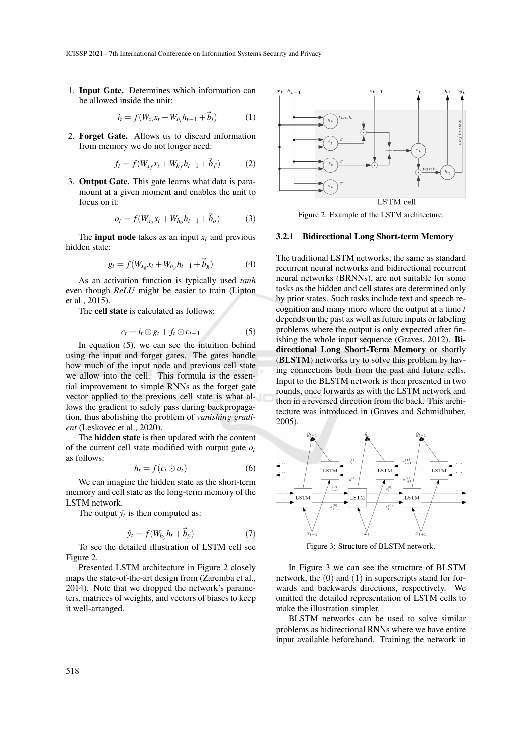1. **Input Gate.** Determines which information can be allowed inside the unit:

$$i_t = f(W_{x_i} x_t + W_{h_i} h_{t-1} + \vec{b}_i) \tag{1}$$

2. **Forget Gate.** Allows us to discard information from memory we do not longer need:

$$f_t = f(W_{x_f} x_t + W_{h_f} h_{t-1} + \vec{b}_f) \tag{2}$$

3. **Output Gate.** This gate learns what data is paramount at a given moment and enables the unit to focus on it:

$$o_t = f(W_{x_o} x_t + W_{h_o} h_{t-1} + \vec{b}_o) \tag{3}$$

The **input node** takes as an input $x_t$ and previous hidden state:

$$g_t = f(W_{x_g} x_t + W_{h_g} h_{t-1} + \vec{b}_g) \tag{4}$$

As an activation function is typically used *tanh* even though *ReLU* might be easier to train (Lipton et al., 2015).

The **cell state** is calculated as follows:

$$c_t = i_t \odot g_t + f_t \odot c_{t-1} \tag{5}$$

In equation (5), we can see the intuition behind using the input and forget gates. The gates handle how much of the input node and previous cell state we allow into the cell. This formula is the essential improvement to simple RNNs as the forget gate vector applied to the previous cell state is what allows the gradient to safely pass during backpropagation, thus abolishing the problem of *vanishing gradient* (Leskovec et al., 2020).

The **hidden state** is then updated with the content of the current cell state modified with output gate $o_t$ as follows:

$$h_t = f(c_t \odot o_t) \tag{6}$$

We can imagine the hidden state as the short-term memory and cell state as the long-term memory of the LSTM network.

The output $\hat{y}_t$ is then computed as:

$$\hat{y}_t = f(W_{h_y} h_t + \vec{b}_y) \tag{7}$$

To see the detailed illustration of LSTM cell see Figure 2.

Presented LSTM architecture in Figure 2 closely maps the state-of-the-art design from (Zaremba et al., 2014). Note that we dropped the network's parameters, matrices of weights, and vectors of biases to keep it well-arranged.

Figure 2: Example of the LSTM architecture.

#### 3.2.1 Bidirectional Long Short-term Memory

The traditional LSTM networks, the same as standard recurrent neural networks and bidirectional recurrent neural networks (BRNNs), are not suitable for some tasks as the hidden and cell states are determined only by prior states. Such tasks include text and speech recognition and many more where the output at a time $t$ depends on the past as well as future inputs or labeling problems where the output is only expected after finishing the whole input sequence (Graves, 2012). **Bidirectional Long Short-Term Memory** or shortly (**BLSTM**) networks try to solve this problem by having connections both from the past and future cells. Input to the BLSTM network is then presented in two rounds, once forwards as with the LSTM network and then in a reversed direction from the back. This architecture was introduced in (Graves and Schmidhuber, 2005).

Figure 3: Structure of BLSTM network.

In Figure 3 we can see the structure of BLSTM network, the $(0)$ and $(1)$ in superscripts stand for forwards and backwards directions, respectively. We omitted the detailed representation of LSTM cells to make the illustration simpler.

BLSTM networks can be used to solve similar problems as bidirectional RNNs where we have entire input available beforehand. Training the network in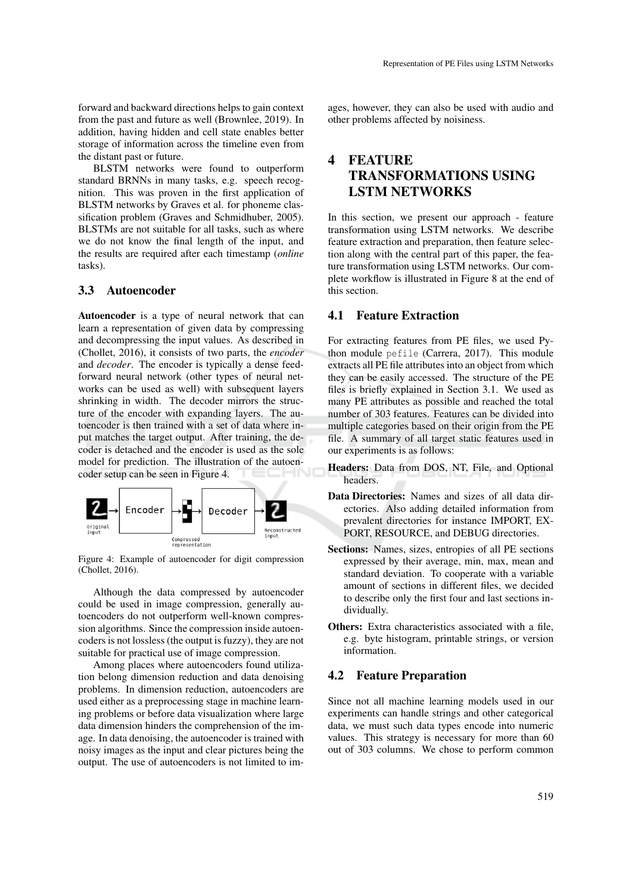forward and backward directions helps to gain context from the past and future as well (Brownlee, 2019). In addition, having hidden and cell state enables better storage of information across the timeline even from the distant past or future.

BLSTM networks were found to outperform standard BRNNs in many tasks, e.g. speech recognition. This was proven in the first application of BLSTM networks by Graves et al. for phoneme classification problem (Graves and Schmidhuber, 2005). BLSTMs are not suitable for all tasks, such as where we do not know the final length of the input, and the results are required after each timestamp (*online* tasks).

### 3.3 Autoencoder

**Autoencoder** is a type of neural network that can learn a representation of given data by compressing and decompressing the input values. As described in (Chollet, 2016), it consists of two parts, the *encoder* and *decoder*. The encoder is typically a dense feed-forward neural network (other types of neural networks can be used as well) with subsequent layers shrinking in width. The decoder mirrors the structure of the encoder with expanding layers. The autoencoder is then trained with a set of data where input matches the target output. After training, the decoder is detached and the encoder is used as the sole model for prediction. The illustration of the autoencoder setup can be seen in Figure 4.

Figure 4: Example of autoencoder for digit compression (Chollet, 2016).

Although the data compressed by autoencoder could be used in image compression, generally autoencoders do not outperform well-known compression algorithms. Since the compression inside autoencoders is not lossless (the output is fuzzy), they are not suitable for practical use of image compression.

Among places where autoencoders found utilization belong dimension reduction and data denoising problems. In dimension reduction, autoencoders are used either as a preprocessing stage in machine learning problems or before data visualization where large data dimension hinders the comprehension of the image. In data denoising, the autoencoder is trained with noisy images as the input and clear pictures being the output. The use of autoencoders is not limited to images, however, they can also be used with audio and other problems affected by noisiness.

## 4 FEATURE TRANSFORMATIONS USING LSTM NETWORKS

In this section, we present our approach - feature transformation using LSTM networks. We describe feature extraction and preparation, then feature selection along with the central part of this paper, the feature transformation using LSTM networks. Our complete workflow is illustrated in Figure 8 at the end of this section.

### 4.1 Feature Extraction

For extracting features from PE files, we used Python module `pefile` (Carrera, 2017). This module extracts all PE file attributes into an object from which they can be easily accessed. The structure of the PE files is briefly explained in Section 3.1. We used as many PE attributes as possible and reached the total number of 303 features. Features can be divided into multiple categories based on their origin from the PE file. A summary of all target static features used in our experiments is as follows:

- **Headers:** Data from DOS, NT, File, and Optional headers.
- **Data Directories:** Names and sizes of all data directories. Also adding detailed information from prevalent directories for instance IMPORT, EXPORT, RESOURCE, and DEBUG directories.
- **Sections:** Names, sizes, entropies of all PE sections expressed by their average, min, max, mean and standard deviation. To cooperate with a variable amount of sections in different files, we decided to describe only the first four and last sections individually.
- **Others:** Extra characteristics associated with a file, e.g. byte histogram, printable strings, or version information.

### 4.2 Feature Preparation

Since not all machine learning models used in our experiments can handle strings and other categorical data, we must such data types encode into numeric values. This strategy is necessary for more than 60 out of 303 columns. We chose to perform common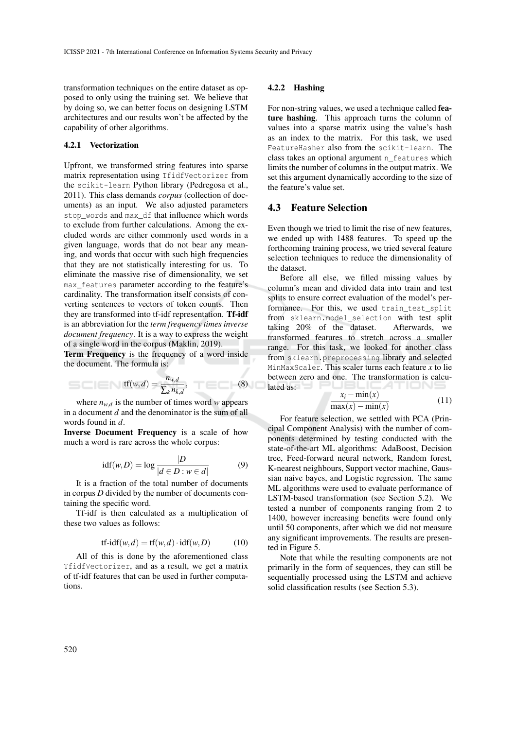transformation techniques on the entire dataset as opposed to only using the training set. We believe that by doing so, we can better focus on designing LSTM architectures and our results won't be affected by the capability of other algorithms.

#### 4.2.1 Vectorization

Upfront, we transformed string features into sparse matrix representation using `TfidfVectorizer` from the `scikit-learn` Python library (Pedregosa et al., 2011). This class demands *corpus* (collection of documents) as an input. We also adjusted parameters `stop_words` and `max_df` that influence which words to exclude from further calculations. Among the excluded words are either commonly used words in a given language, words that do not bear any meaning, and words that occur with such high frequencies that they are not statistically interesting for us. To eliminate the massive rise of dimensionality, we set `max_features` parameter according to the feature's cardinality. The transformation itself consists of converting sentences to vectors of token counts. Then they are transformed into tf-idf representation. **Tf-idf** is an abbreviation for the *term frequency times inverse document frequency*. It is a way to express the weight of a single word in the corpus (Maklin, 2019).

**Term Frequency** is the frequency of a word inside the document. The formula is:

$$\text{tf}(w,d) = \frac{n_{w,d}}{\sum_k n_{k,d}}, \tag{8}$$

where $n_{w,d}$ is the number of times word $w$ appears in a document $d$ and the denominator is the sum of all words found in $d$.

**Inverse Document Frequency** is a scale of how much a word is rare across the whole corpus:

$$\text{idf}(w,D) = \log \frac{|D|}{|d \in D : w \in d|} \tag{9}$$

It is a fraction of the total number of documents in corpus $D$ divided by the number of documents containing the specific word.

Tf-idf is then calculated as a multiplication of these two values as follows:

$$\text{tf-idf}(w,d) = \text{tf}(w,d) \cdot \text{idf}(w,D) \tag{10}$$

All of this is done by the aforementioned class `TfidfVectorizer`, and as a result, we get a matrix of tf-idf features that can be used in further computations.

#### 4.2.2 Hashing

For non-string values, we used a technique called **feature hashing**. This approach turns the column of values into a sparse matrix using the value's hash as an index to the matrix. For this task, we used `FeatureHasher` also from the `scikit-learn`. The class takes an optional argument `n_features` which limits the number of columns in the output matrix. We set this argument dynamically according to the size of the feature's value set.

### 4.3 Feature Selection

Even though we tried to limit the rise of new features, we ended up with 1488 features. To speed up the forthcoming training process, we tried several feature selection techniques to reduce the dimensionality of the dataset.

Before all else, we filled missing values by column's mean and divided data into train and test splits to ensure correct evaluation of the model's performance. For this, we used `train_test_split` from `sklearn.model_selection` with test split taking 20% of the dataset. Afterwards, we transformed features to stretch across a smaller range. For this task, we looked for another class from `sklearn.preprocessing` library and selected `MinMaxScaler`. This scaler turns each feature $x$ to lie between zero and one. The transformation is calculated as:

$$\frac{x_i - \min(x)}{\max(x) - \min(x)} \tag{11}$$

For feature selection, we settled with PCA (Principal Component Analysis) with the number of components determined by testing conducted with the state-of-the-art ML algorithms: AdaBoost, Decision tree, Feed-forward neural network, Random forest, K-nearest neighbours, Support vector machine, Gaussian naive bayes, and Logistic regression. The same ML algorithms were used to evaluate performance of LSTM-based transformation (see Section 5.2). We tested a number of components ranging from 2 to 1400, however increasing benefits were found only until 50 components, after which we did not measure any significant improvements. The results are presented in Figure 5.

Note that while the resulting components are not primarily in the form of sequences, they can still be sequentially processed using the LSTM and achieve solid classification results (see Section 5.3).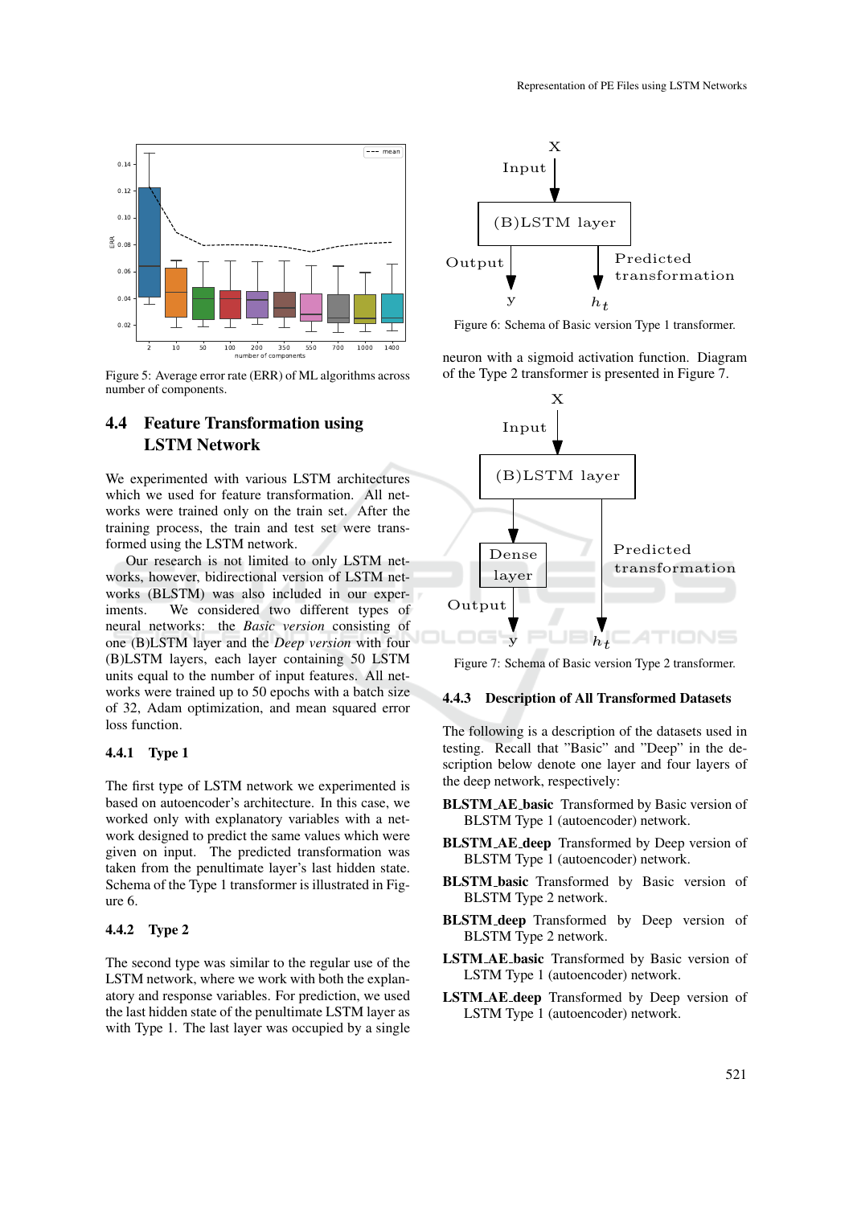Figure 5: Average error rate (ERR) of ML algorithms across number of components.

## 4.4 Feature Transformation using LSTM Network

We experimented with various LSTM architectures which we used for feature transformation. All networks were trained only on the train set. After the training process, the train and test set were transformed using the LSTM network.

Our research is not limited to only LSTM networks, however, bidirectional version of LSTM networks (BLSTM) was also included in our experiments. We considered two different types of neural networks: the *Basic version* consisting of one (B)LSTM layer and the *Deep version* with four (B)LSTM layers, each layer containing 50 LSTM units equal to the number of input features. All networks were trained up to 50 epochs with a batch size of 32, Adam optimization, and mean squared error loss function.

### 4.4.1 Type 1

The first type of LSTM network we experimented is based on autoencoder's architecture. In this case, we worked only with explanatory variables with a network designed to predict the same values which were given on input. The predicted transformation was taken from the penultimate layer's last hidden state. Schema of the Type 1 transformer is illustrated in Figure 6.

### 4.4.2 Type 2

The second type was similar to the regular use of the LSTM network, where we work with both the explanatory and response variables. For prediction, we used the last hidden state of the penultimate LSTM layer as with Type 1. The last layer was occupied by a single neuron with a sigmoid activation function. Diagram of the Type 2 transformer is presented in Figure 7.

Figure 6: Schema of Basic version Type 1 transformer.

Figure 7: Schema of Basic version Type 2 transformer.

### 4.4.3 Description of All Transformed Datasets

The following is a description of the datasets used in testing. Recall that "Basic" and "Deep" in the description below denote one layer and four layers of the deep network, respectively:

**BLSTM_AE_basic** Transformed by Basic version of BLSTM Type 1 (autoencoder) network.

**BLSTM_AE_deep** Transformed by Deep version of BLSTM Type 1 (autoencoder) network.

**BLSTM_basic** Transformed by Basic version of BLSTM Type 2 network.

**BLSTM_deep** Transformed by Deep version of BLSTM Type 2 network.

**LSTM_AE_basic** Transformed by Basic version of LSTM Type 1 (autoencoder) network.

**LSTM_AE_deep** Transformed by Deep version of LSTM Type 1 (autoencoder) network.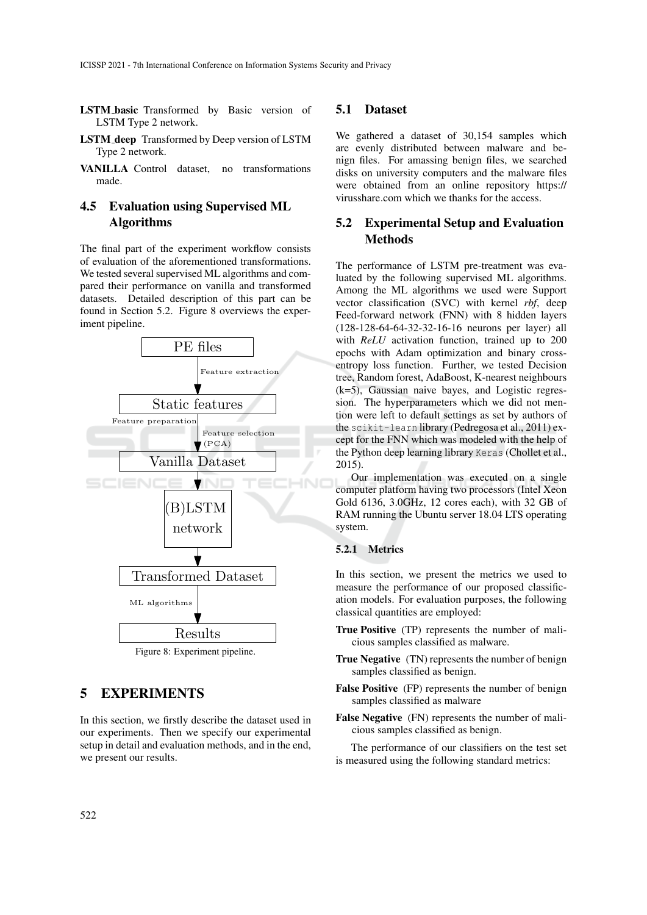**LSTM_basic** Transformed by Basic version of LSTM Type 2 network.

**LSTM_deep** Transformed by Deep version of LSTM Type 2 network.

**VANILLA** Control dataset, no transformations made.

## 4.5 Evaluation using Supervised ML Algorithms

The final part of the experiment workflow consists of evaluation of the aforementioned transformations. We tested several supervised ML algorithms and compared their performance on vanilla and transformed datasets. Detailed description of this part can be found in Section 5.2. Figure 8 overviews the experiment pipeline.

```
PE files
   | Feature extraction
   v
Static features
   | Feature preparation
   | Feature selection (PCA)
   v
Vanilla Dataset
   |
   v
(B)LSTM network
   |
   v
Transformed Dataset
   | ML algorithms
   v
Results
```

Figure 8: Experiment pipeline.

# 5 EXPERIMENTS

In this section, we firstly describe the dataset used in our experiments. Then we specify our experimental setup in detail and evaluation methods, and in the end, we present our results.

## 5.1 Dataset

We gathered a dataset of 30,154 samples which are evenly distributed between malware and benign files. For amassing benign files, we searched disks on university computers and the malware files were obtained from an online repository https://virusshare.com which we thanks for the access.

## 5.2 Experimental Setup and Evaluation Methods

The performance of LSTM pre-treatment was evaluated by the following supervised ML algorithms. Among the ML algorithms we used were Support vector classification (SVC) with kernel *rbf*, deep Feed-forward network (FNN) with 8 hidden layers (128-128-64-64-32-32-16-16 neurons per layer) all with *ReLU* activation function, trained up to 200 epochs with Adam optimization and binary cross-entropy loss function. Further, we tested Decision tree, Random forest, AdaBoost, K-nearest neighbours (k=5), Gaussian naive bayes, and Logistic regression. The hyperparameters which we did not mention were left to default settings as set by authors of the `scikit-learn` library (Pedregosa et al., 2011) except for the FNN which was modeled with the help of the Python deep learning library `Keras` (Chollet et al., 2015).

Our implementation was executed on a single computer platform having two processors (Intel Xeon Gold 6136, 3.0GHz, 12 cores each), with 32 GB of RAM running the Ubuntu server 18.04 LTS operating system.

### 5.2.1 Metrics

In this section, we present the metrics we used to measure the performance of our proposed classification models. For evaluation purposes, the following classical quantities are employed:

**True Positive** (TP) represents the number of malicious samples classified as malware.

**True Negative** (TN) represents the number of benign samples classified as benign.

**False Positive** (FP) represents the number of benign samples classified as malware

**False Negative** (FN) represents the number of malicious samples classified as benign.

The performance of our classifiers on the test set is measured using the following standard metrics: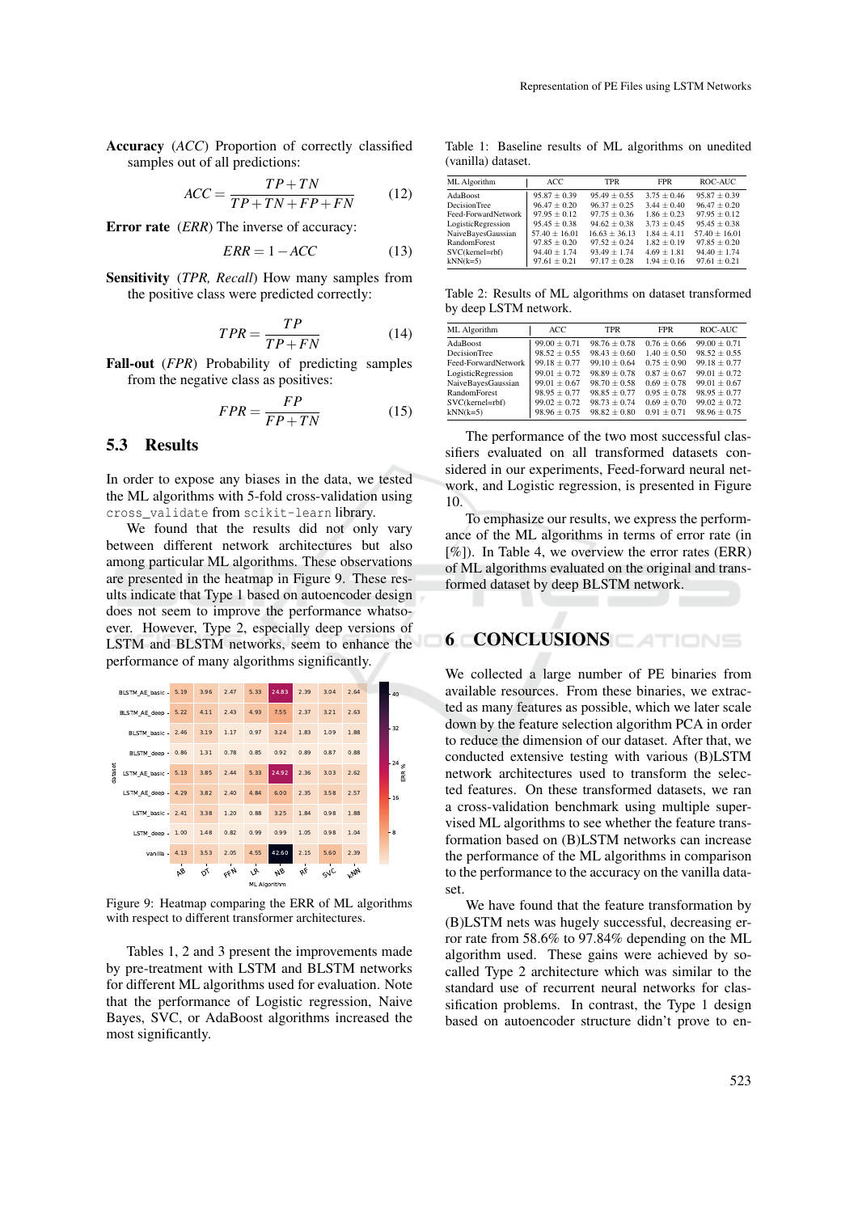**Accuracy** (*ACC*) Proportion of correctly classified samples out of all predictions:

$$ACC = \frac{TP+TN}{TP+TN+FP+FN} \tag{12}$$

**Error rate** (*ERR*) The inverse of accuracy:

$$ERR = 1 - ACC \tag{13}$$

**Sensitivity** (*TPR, Recall*) How many samples from the positive class were predicted correctly:

$$TPR = \frac{TP}{TP+FN} \tag{14}$$

**Fall-out** (*FPR*) Probability of predicting samples from the negative class as positives:

$$FPR = \frac{FP}{FP+TN} \tag{15}$$

### 5.3 Results

In order to expose any biases in the data, we tested the ML algorithms with 5-fold cross-validation using `cross_validate` from `scikit-learn` library.

We found that the results did not only vary between different network architectures but also among particular ML algorithms. These observations are presented in the heatmap in Figure 9. These results indicate that Type 1 based on autoencoder design does not seem to improve the performance whatsoever. However, Type 2, especially deep versions of LSTM and BLSTM networks, seem to enhance the performance of many algorithms significantly.

| dataset | AB | DT | FFN | LR | NB | RF | SVC | kNN |
|---|---|---|---|---|---|---|---|---|
| BLSTM_AE_basic | 5.19 | 3.96 | 2.47 | 5.33 | 24.83 | 2.39 | 3.04 | 2.64 |
| BLSTM_AE_deep | 5.22 | 4.11 | 2.43 | 4.93 | 7.55 | 2.37 | 3.21 | 2.63 |
| BLSTM_basic | 2.46 | 3.19 | 1.17 | 0.97 | 3.24 | 1.83 | 1.09 | 1.88 |
| BLSTM_deep | 0.86 | 1.31 | 0.78 | 0.85 | 0.92 | 0.89 | 0.87 | 0.88 |
| LSTM_AE_basic | 5.13 | 3.85 | 2.44 | 5.33 | 24.92 | 2.36 | 3.03 | 2.62 |
| LSTM_AE_deep | 4.29 | 3.82 | 2.40 | 4.84 | 6.00 | 2.35 | 3.58 | 2.57 |
| LSTM_basic | 2.41 | 3.38 | 1.20 | 0.88 | 3.25 | 1.84 | 0.98 | 1.88 |
| LSTM_deep | 1.00 | 1.48 | 0.82 | 0.99 | 0.99 | 1.05 | 0.98 | 1.04 |
| vanilla | 4.13 | 3.53 | 2.05 | 4.55 | 42.60 | 2.15 | 5.60 | 2.39 |

Figure 9: Heatmap comparing the ERR of ML algorithms with respect to different transformer architectures.

Tables 1, 2 and 3 present the improvements made by pre-treatment with LSTM and BLSTM networks for different ML algorithms used for evaluation. Note that the performance of Logistic regression, Naive Bayes, SVC, or AdaBoost algorithms increased the most significantly.

Table 1: Baseline results of ML algorithms on unedited (vanilla) dataset.

| ML Algorithm | ACC | TPR | FPR | ROC-AUC |
|---|---|---|---|---|
| AdaBoost | 95.87 ± 0.39 | 95.49 ± 0.55 | 3.75 ± 0.46 | 95.87 ± 0.39 |
| DecisionTree | 96.47 ± 0.20 | 96.37 ± 0.25 | 3.44 ± 0.40 | 96.47 ± 0.20 |
| Feed-ForwardNetwork | 97.95 ± 0.12 | 97.75 ± 0.36 | 1.86 ± 0.23 | 97.95 ± 0.12 |
| LogisticRegression | 95.45 ± 0.38 | 94.62 ± 0.38 | 3.73 ± 0.45 | 95.45 ± 0.38 |
| NaiveBayesGaussian | 57.40 ± 16.01 | 16.63 ± 36.13 | 1.84 ± 4.11 | 57.40 ± 16.01 |
| RandomForest | 97.85 ± 0.20 | 97.52 ± 0.24 | 1.82 ± 0.19 | 97.85 ± 0.20 |
| SVC(kernel=rbf) | 94.40 ± 1.74 | 93.49 ± 1.74 | 4.69 ± 1.81 | 94.40 ± 1.74 |
| kNN(k=5) | 97.61 ± 0.21 | 97.17 ± 0.28 | 1.94 ± 0.16 | 97.61 ± 0.21 |

Table 2: Results of ML algorithms on dataset transformed by deep LSTM network.

| ML Algorithm | ACC | TPR | FPR | ROC-AUC |
|---|---|---|---|---|
| AdaBoost | 99.00 ± 0.71 | 98.76 ± 0.78 | 0.76 ± 0.66 | 99.00 ± 0.71 |
| DecisionTree | 98.52 ± 0.55 | 98.43 ± 0.60 | 1.40 ± 0.50 | 98.52 ± 0.55 |
| Feed-ForwardNetwork | 99.18 ± 0.77 | 99.10 ± 0.64 | 0.75 ± 0.90 | 99.18 ± 0.77 |
| LogisticRegression | 99.01 ± 0.72 | 98.89 ± 0.78 | 0.87 ± 0.67 | 99.01 ± 0.72 |
| NaiveBayesGaussian | 99.01 ± 0.67 | 98.70 ± 0.58 | 0.69 ± 0.78 | 99.01 ± 0.67 |
| RandomForest | 98.95 ± 0.77 | 98.85 ± 0.77 | 0.95 ± 0.78 | 98.95 ± 0.77 |
| SVC(kernel=rbf) | 99.02 ± 0.72 | 98.73 ± 0.74 | 0.69 ± 0.70 | 99.02 ± 0.72 |
| kNN(k=5) | 98.96 ± 0.75 | 98.82 ± 0.80 | 0.91 ± 0.71 | 98.96 ± 0.75 |

The performance of the two most successful classifiers evaluated on all transformed datasets considered in our experiments, Feed-forward neural network, and Logistic regression, is presented in Figure 10.

To emphasize our results, we express the performance of the ML algorithms in terms of error rate (in [%]). In Table 4, we overview the error rates (ERR) of ML algorithms evaluated on the original and transformed dataset by deep BLSTM network.

## 6 CONCLUSIONS

We collected a large number of PE binaries from available resources. From these binaries, we extracted as many features as possible, which we later scale down by the feature selection algorithm PCA in order to reduce the dimension of our dataset. After that, we conducted extensive testing with various (B)LSTM network architectures used to transform the selected features. On these transformed datasets, we ran a cross-validation benchmark using multiple supervised ML algorithms to see whether the feature transformation based on (B)LSTM networks can increase the performance of the ML algorithms in comparison to the performance to the accuracy on the vanilla dataset.

We have found that the feature transformation by (B)LSTM nets was hugely successful, decreasing error rate from 58.6% to 97.84% depending on the ML algorithm used. These gains were achieved by so-called Type 2 architecture which was similar to the standard use of recurrent neural networks for classification problems. In contrast, the Type 1 design based on autoencoder structure didn't prove to en-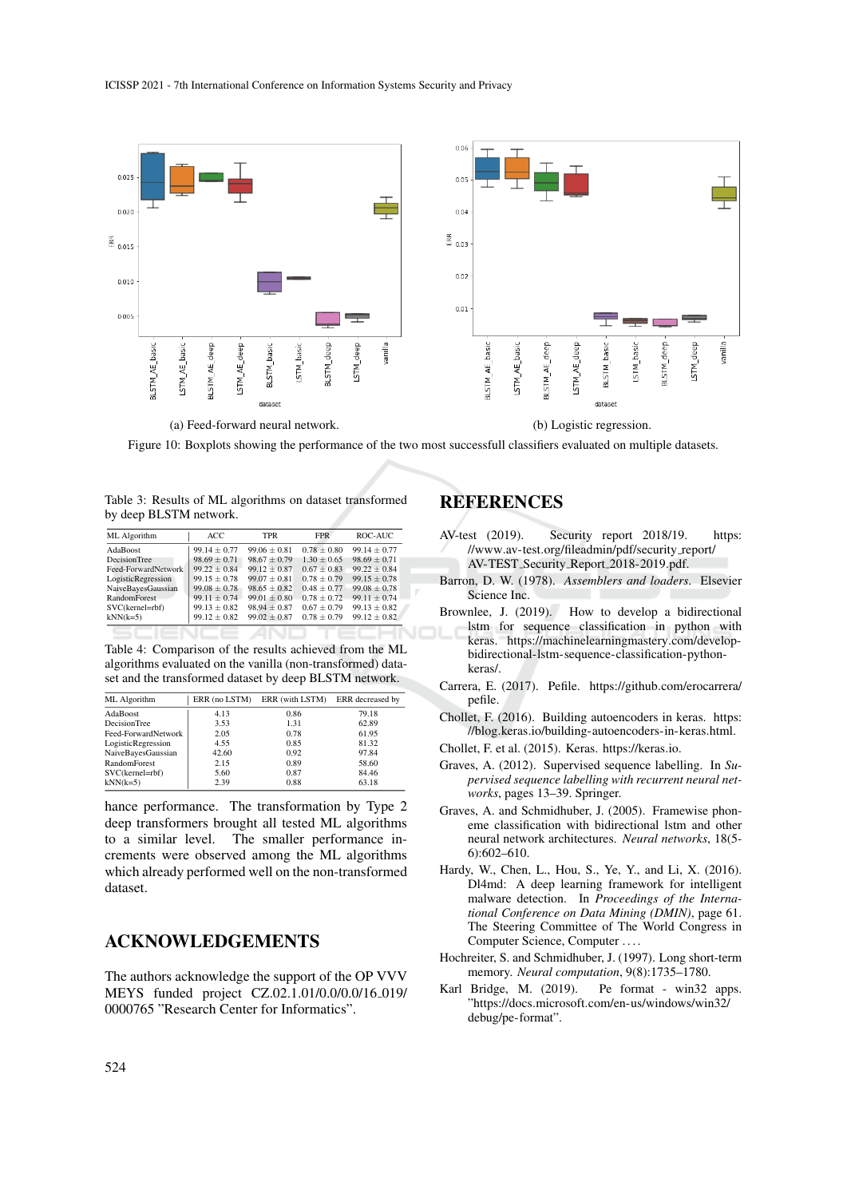(a) Feed-forward neural network.

(b) Logistic regression.

Figure 10: Boxplots showing the performance of the two most successfull classifiers evaluated on multiple datasets.

Table 3: Results of ML algorithms on dataset transformed by deep BLSTM network.

| ML Algorithm | ACC | TPR | FPR | ROC-AUC |
|---|---|---|---|---|
| AdaBoost | 99.14 ± 0.77 | 99.06 ± 0.81 | 0.78 ± 0.80 | 99.14 ± 0.77 |
| DecisionTree | 98.69 ± 0.71 | 98.67 ± 0.79 | 1.30 ± 0.65 | 98.69 ± 0.71 |
| Feed-ForwardNetwork | 99.22 ± 0.84 | 99.12 ± 0.87 | 0.67 ± 0.83 | 99.22 ± 0.84 |
| LogisticRegression | 99.15 ± 0.78 | 99.07 ± 0.81 | 0.78 ± 0.79 | 99.15 ± 0.78 |
| NaiveBayesGaussian | 99.08 ± 0.78 | 98.65 ± 0.82 | 0.48 ± 0.77 | 99.08 ± 0.78 |
| RandomForest | 99.11 ± 0.74 | 99.01 ± 0.80 | 0.78 ± 0.72 | 99.11 ± 0.74 |
| SVC(kernel=rbf) | 99.13 ± 0.82 | 98.94 ± 0.87 | 0.67 ± 0.79 | 99.13 ± 0.82 |
| kNN(k=5) | 99.12 ± 0.82 | 99.02 ± 0.87 | 0.78 ± 0.79 | 99.12 ± 0.82 |

Table 4: Comparison of the results achieved from the ML algorithms evaluated on the vanilla (non-transformed) data-set and the transformed dataset by deep BLSTM network.

| ML Algorithm | ERR (no LSTM) | ERR (with LSTM) | ERR decreased by |
|---|---|---|---|
| AdaBoost | 4.13 | 0.86 | 79.18 |
| DecisionTree | 3.53 | 1.31 | 62.89 |
| Feed-ForwardNetwork | 2.05 | 0.78 | 61.95 |
| LogisticRegression | 4.55 | 0.85 | 81.32 |
| NaiveBayesGaussian | 42.60 | 0.92 | 97.84 |
| RandomForest | 2.15 | 0.89 | 58.60 |
| SVC(kernel=rbf) | 5.60 | 0.87 | 84.46 |
| kNN(k=5) | 2.39 | 0.88 | 63.18 |

hance performance. The transformation by Type 2 deep transformers brought all tested ML algorithms to a similar level. The smaller performance increments were observed among the ML algorithms which already performed well on the non-transformed dataset.

## ACKNOWLEDGEMENTS

The authors acknowledge the support of the OP VVV MEYS funded project CZ.02.1.01/0.0/0.0/16_019/0000765 "Research Center for Informatics".

## REFERENCES

AV-test (2019). Security report 2018/19. https://www.av-test.org/fileadmin/pdf/security_report/AV-TEST_Security_Report_2018-2019.pdf.

Barron, D. W. (1978). *Assemblers and loaders*. Elsevier Science Inc.

Brownlee, J. (2019). How to develop a bidirectional lstm for sequence classification in python with keras. https://machinelearningmastery.com/develop-bidirectional-lstm-sequence-classification-python-keras/.

Carrera, E. (2017). Pefile. https://github.com/erocarrera/pefile.

Chollet, F. (2016). Building autoencoders in keras. https://blog.keras.io/building-autoencoders-in-keras.html.

Chollet, F. et al. (2015). Keras. https://keras.io.

Graves, A. (2012). Supervised sequence labelling. In *Supervised sequence labelling with recurrent neural networks*, pages 13–39. Springer.

Graves, A. and Schmidhuber, J. (2005). Framewise phoneme classification with bidirectional lstm and other neural network architectures. *Neural networks*, 18(5-6):602–610.

Hardy, W., Chen, L., Hou, S., Ye, Y., and Li, X. (2016). Dl4md: A deep learning framework for intelligent malware detection. In *Proceedings of the International Conference on Data Mining (DMIN)*, page 61. The Steering Committee of The World Congress in Computer Science, Computer ....

Hochreiter, S. and Schmidhuber, J. (1997). Long short-term memory. *Neural computation*, 9(8):1735–1780.

Karl Bridge, M. (2019). Pe format - win32 apps. "https://docs.microsoft.com/en-us/windows/win32/debug/pe-format".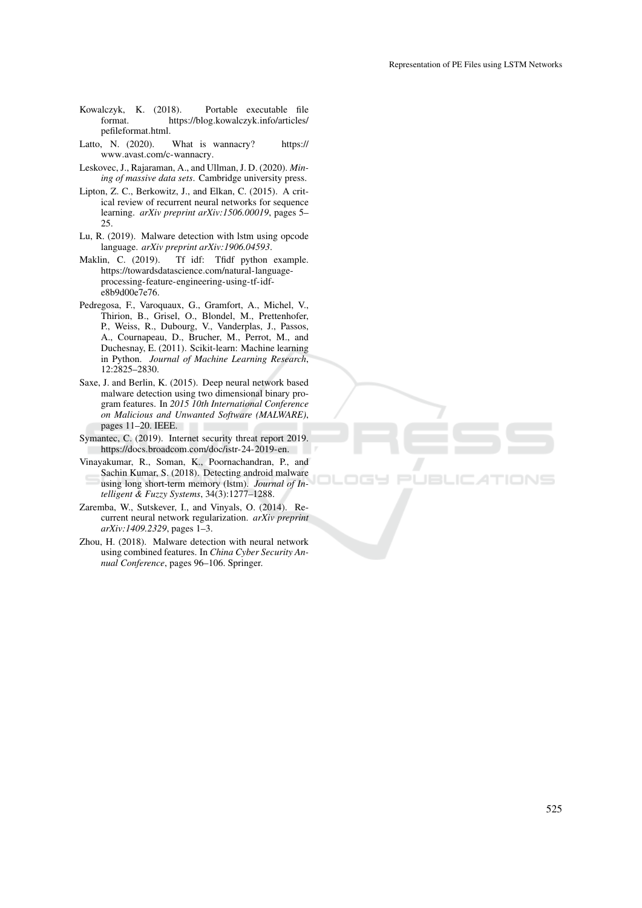Kowalczyk, K. (2018). Portable executable file format. https://blog.kowalczyk.info/articles/pefileformat.html.

Latto, N. (2020). What is wannacry? https://www.avast.com/c-wannacry.

Leskovec, J., Rajaraman, A., and Ullman, J. D. (2020). *Mining of massive data sets*. Cambridge university press.

Lipton, Z. C., Berkowitz, J., and Elkan, C. (2015). A critical review of recurrent neural networks for sequence learning. *arXiv preprint arXiv:1506.00019*, pages 5–25.

Lu, R. (2019). Malware detection with lstm using opcode language. *arXiv preprint arXiv:1906.04593*.

Maklin, C. (2019). Tf idf: Tfidf python example. https://towardsdatascience.com/natural-language-processing-feature-engineering-using-tf-idf-e8b9d00e7e76.

Pedregosa, F., Varoquaux, G., Gramfort, A., Michel, V., Thirion, B., Grisel, O., Blondel, M., Prettenhofer, P., Weiss, R., Dubourg, V., Vanderplas, J., Passos, A., Cournapeau, D., Brucher, M., Perrot, M., and Duchesnay, E. (2011). Scikit-learn: Machine learning in Python. *Journal of Machine Learning Research*, 12:2825–2830.

Saxe, J. and Berlin, K. (2015). Deep neural network based malware detection using two dimensional binary program features. In *2015 10th International Conference on Malicious and Unwanted Software (MALWARE)*, pages 11–20. IEEE.

Symantec, C. (2019). Internet security threat report 2019. https://docs.broadcom.com/doc/istr-24-2019-en.

Vinayakumar, R., Soman, K., Poornachandran, P., and Sachin Kumar, S. (2018). Detecting android malware using long short-term memory (lstm). *Journal of Intelligent & Fuzzy Systems*, 34(3):1277–1288.

Zaremba, W., Sutskever, I., and Vinyals, O. (2014). Recurrent neural network regularization. *arXiv preprint arXiv:1409.2329*, pages 1–3.

Zhou, H. (2018). Malware detection with neural network using combined features. In *China Cyber Security Annual Conference*, pages 96–106. Springer.